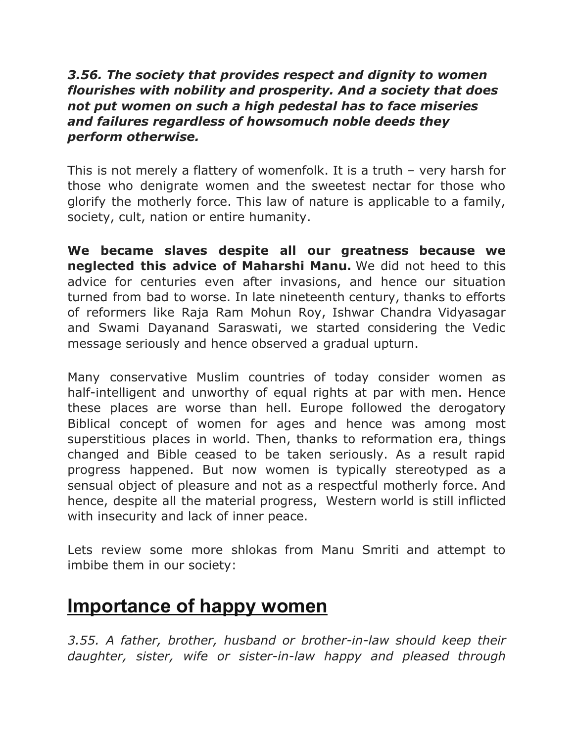***3.56. The society that provides respect and dignity to women flourishes with nobility and prosperity. And a society that does not put women on such a high pedestal has to face miseries and failures regardless of howsomuch noble deeds they perform otherwise.***

This is not merely a flattery of womenfolk. It is a truth – very harsh for those who denigrate women and the sweetest nectar for those who glorify the motherly force. This law of nature is applicable to a family, society, cult, nation or entire humanity.

**We became slaves despite all our greatness because we neglected this advice of Maharshi Manu.** We did not heed to this advice for centuries even after invasions, and hence our situation turned from bad to worse. In late nineteenth century, thanks to efforts of reformers like Raja Ram Mohun Roy, Ishwar Chandra Vidyasagar and Swami Dayanand Saraswati, we started considering the Vedic message seriously and hence observed a gradual upturn.

Many conservative Muslim countries of today consider women as half-intelligent and unworthy of equal rights at par with men. Hence these places are worse than hell. Europe followed the derogatory Biblical concept of women for ages and hence was among most superstitious places in world. Then, thanks to reformation era, things changed and Bible ceased to be taken seriously. As a result rapid progress happened. But now women is typically stereotyped as a sensual object of pleasure and not as a respectful motherly force. And hence, despite all the material progress, Western world is still inflicted with insecurity and lack of inner peace.

Lets review some more shlokas from Manu Smriti and attempt to imbibe them in our society:

## Importance of happy women

*3.55. A father, brother, husband or brother-in-law should keep their daughter, sister, wife or sister-in-law happy and pleased through*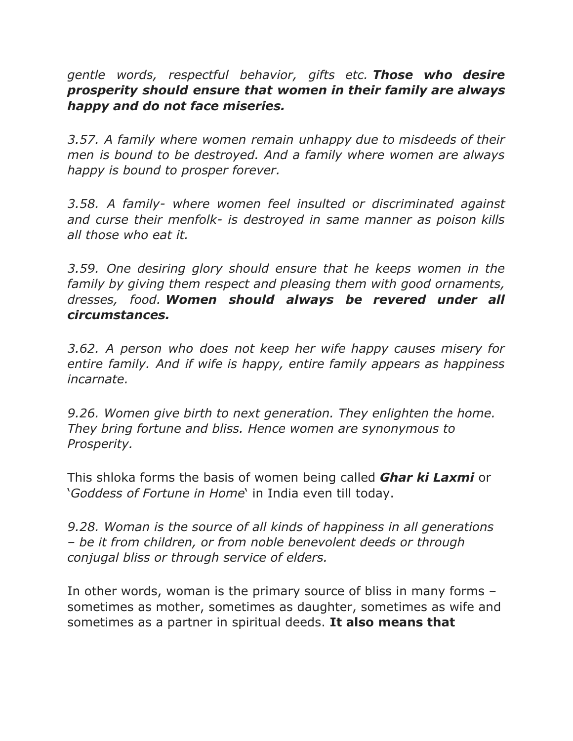*gentle words, respectful behavior, gifts etc.* ***Those who desire prosperity should ensure that women in their family are always happy and do not face miseries.***

*3.57. A family where women remain unhappy due to misdeeds of their men is bound to be destroyed. And a family where women are always happy is bound to prosper forever.*

*3.58. A family- where women feel insulted or discriminated against and curse their menfolk- is destroyed in same manner as poison kills all those who eat it.*

*3.59. One desiring glory should ensure that he keeps women in the family by giving them respect and pleasing them with good ornaments, dresses, food.* ***Women should always be revered under all circumstances.***

*3.62. A person who does not keep her wife happy causes misery for entire family. And if wife is happy, entire family appears as happiness incarnate.*

*9.26. Women give birth to next generation. They enlighten the home. They bring fortune and bliss. Hence women are synonymous to Prosperity.*

This shloka forms the basis of women being called ***Ghar ki Laxmi*** or '*Goddess of Fortune in Home*' in India even till today.

*9.28. Woman is the source of all kinds of happiness in all generations – be it from children, or from noble benevolent deeds or through conjugal bliss or through service of elders.*

In other words, woman is the primary source of bliss in many forms – sometimes as mother, sometimes as daughter, sometimes as wife and sometimes as a partner in spiritual deeds. **It also means that**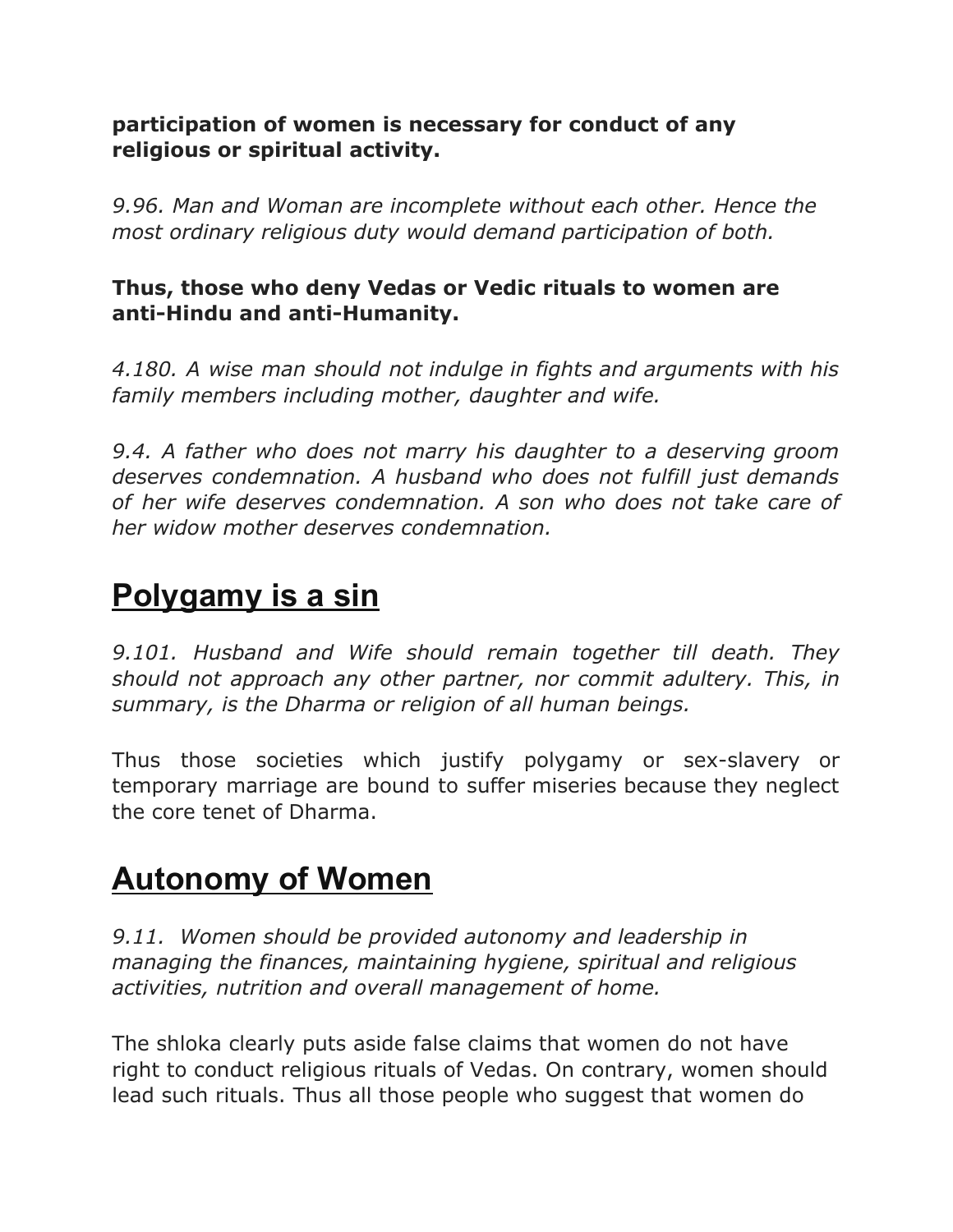**participation of women is necessary for conduct of any religious or spiritual activity.**

*9.96. Man and Woman are incomplete without each other. Hence the most ordinary religious duty would demand participation of both.*

**Thus, those who deny Vedas or Vedic rituals to women are anti-Hindu and anti-Humanity.**

*4.180. A wise man should not indulge in fights and arguments with his family members including mother, daughter and wife.*

*9.4. A father who does not marry his daughter to a deserving groom deserves condemnation. A husband who does not fulfill just demands of her wife deserves condemnation. A son who does not take care of her widow mother deserves condemnation.*

## Polygamy is a sin

*9.101. Husband and Wife should remain together till death. They should not approach any other partner, nor commit adultery. This, in summary, is the Dharma or religion of all human beings.*

Thus those societies which justify polygamy or sex-slavery or temporary marriage are bound to suffer miseries because they neglect the core tenet of Dharma.

## Autonomy of Women

*9.11. Women should be provided autonomy and leadership in managing the finances, maintaining hygiene, spiritual and religious activities, nutrition and overall management of home.*

The shloka clearly puts aside false claims that women do not have right to conduct religious rituals of Vedas. On contrary, women should lead such rituals. Thus all those people who suggest that women do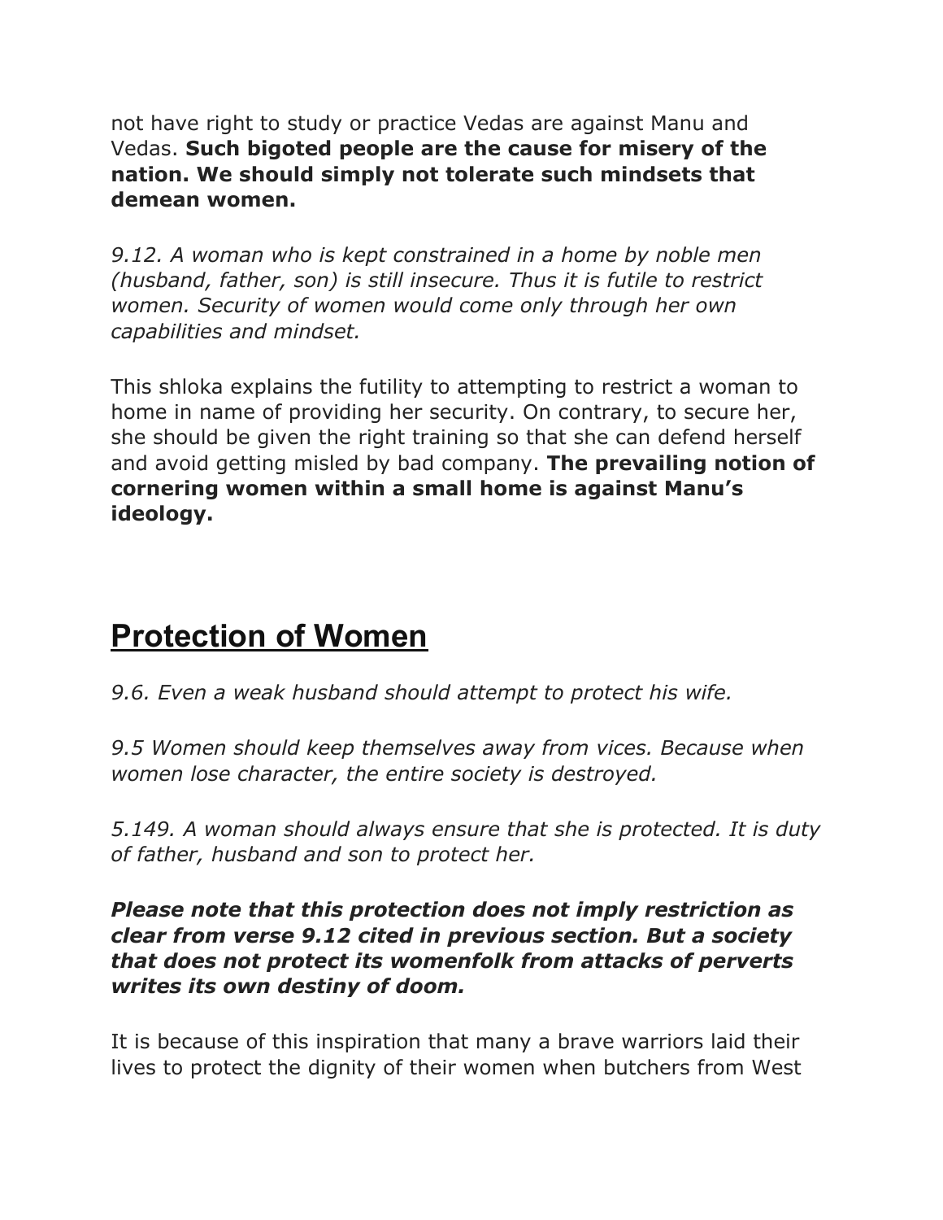not have right to study or practice Vedas are against Manu and Vedas. **Such bigoted people are the cause for misery of the nation. We should simply not tolerate such mindsets that demean women.**

*9.12. A woman who is kept constrained in a home by noble men (husband, father, son) is still insecure. Thus it is futile to restrict women. Security of women would come only through her own capabilities and mindset.*

This shloka explains the futility to attempting to restrict a woman to home in name of providing her security. On contrary, to secure her, she should be given the right training so that she can defend herself and avoid getting misled by bad company. **The prevailing notion of cornering women within a small home is against Manu's ideology.**

## Protection of Women

*9.6. Even a weak husband should attempt to protect his wife.*

*9.5 Women should keep themselves away from vices. Because when women lose character, the entire society is destroyed.*

*5.149. A woman should always ensure that she is protected. It is duty of father, husband and son to protect her.*

***Please note that this protection does not imply restriction as clear from verse 9.12 cited in previous section. But a society that does not protect its womenfolk from attacks of perverts writes its own destiny of doom.***

It is because of this inspiration that many a brave warriors laid their lives to protect the dignity of their women when butchers from West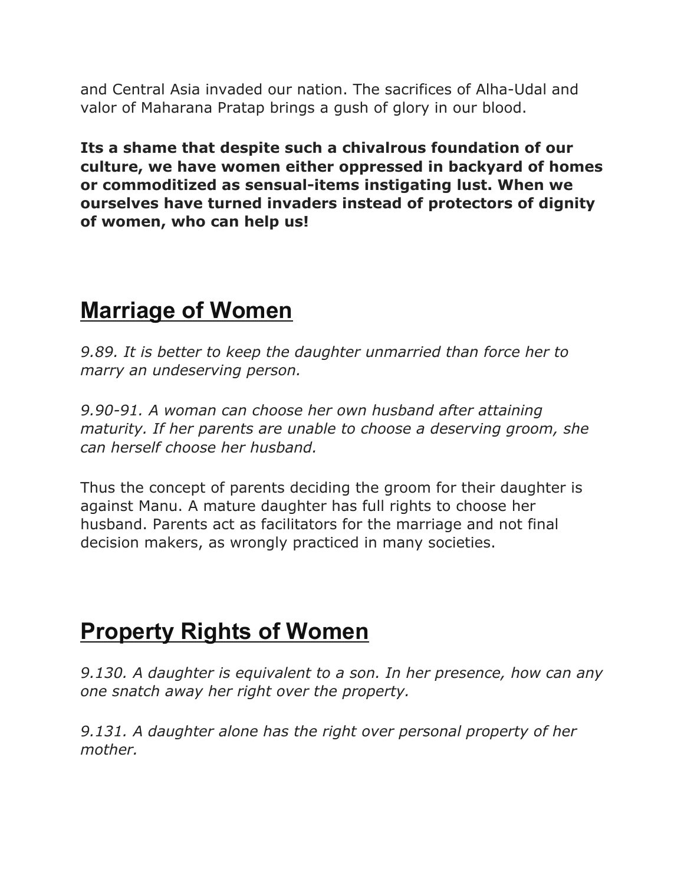and Central Asia invaded our nation. The sacrifices of Alha-Udal and valor of Maharana Pratap brings a gush of glory in our blood.

**Its a shame that despite such a chivalrous foundation of our culture, we have women either oppressed in backyard of homes or commoditized as sensual-items instigating lust. When we ourselves have turned invaders instead of protectors of dignity of women, who can help us!**

## Marriage of Women

*9.89. It is better to keep the daughter unmarried than force her to marry an undeserving person.*

*9.90-91. A woman can choose her own husband after attaining maturity. If her parents are unable to choose a deserving groom, she can herself choose her husband.*

Thus the concept of parents deciding the groom for their daughter is against Manu. A mature daughter has full rights to choose her husband. Parents act as facilitators for the marriage and not final decision makers, as wrongly practiced in many societies.

## Property Rights of Women

*9.130. A daughter is equivalent to a son. In her presence, how can any one snatch away her right over the property.*

*9.131. A daughter alone has the right over personal property of her mother.*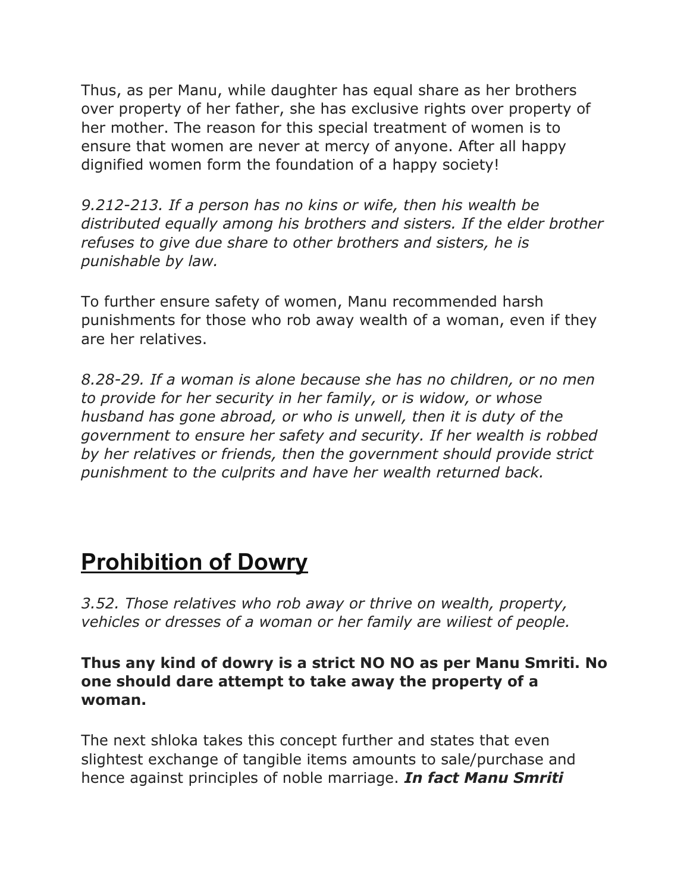Thus, as per Manu, while daughter has equal share as her brothers over property of her father, she has exclusive rights over property of her mother. The reason for this special treatment of women is to ensure that women are never at mercy of anyone. After all happy dignified women form the foundation of a happy society!

*9.212-213. If a person has no kins or wife, then his wealth be distributed equally among his brothers and sisters. If the elder brother refuses to give due share to other brothers and sisters, he is punishable by law.*

To further ensure safety of women, Manu recommended harsh punishments for those who rob away wealth of a woman, even if they are her relatives.

*8.28-29. If a woman is alone because she has no children, or no men to provide for her security in her family, or is widow, or whose husband has gone abroad, or who is unwell, then it is duty of the government to ensure her safety and security. If her wealth is robbed by her relatives or friends, then the government should provide strict punishment to the culprits and have her wealth returned back.*

## Prohibition of Dowry

*3.52. Those relatives who rob away or thrive on wealth, property, vehicles or dresses of a woman or her family are wiliest of people.*

**Thus any kind of dowry is a strict NO NO as per Manu Smriti. No one should dare attempt to take away the property of a woman.**

The next shloka takes this concept further and states that even slightest exchange of tangible items amounts to sale/purchase and hence against principles of noble marriage. ***In fact Manu Smriti***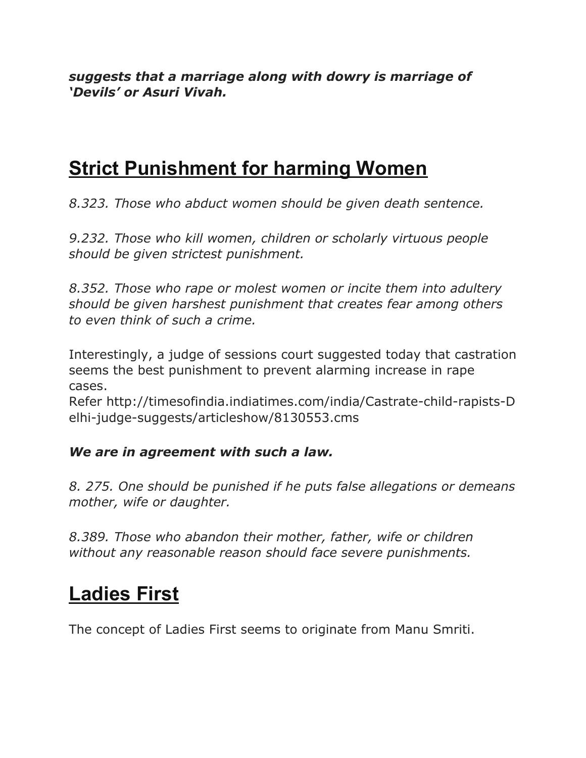***suggests that a marriage along with dowry is marriage of 'Devils' or Asuri Vivah.***

## Strict Punishment for harming Women

*8.323. Those who abduct women should be given death sentence.*

*9.232. Those who kill women, children or scholarly virtuous people should be given strictest punishment.*

*8.352. Those who rape or molest women or incite them into adultery should be given harshest punishment that creates fear among others to even think of such a crime.*

Interestingly, a judge of sessions court suggested today that castration seems the best punishment to prevent alarming increase in rape cases.
Refer http://timesofindia.indiatimes.com/india/Castrate-child-rapists-Delhi-judge-suggests/articleshow/8130553.cms

***We are in agreement with such a law.***

*8. 275. One should be punished if he puts false allegations or demeans mother, wife or daughter.*

*8.389. Those who abandon their mother, father, wife or children without any reasonable reason should face severe punishments.*

## Ladies First

The concept of Ladies First seems to originate from Manu Smriti.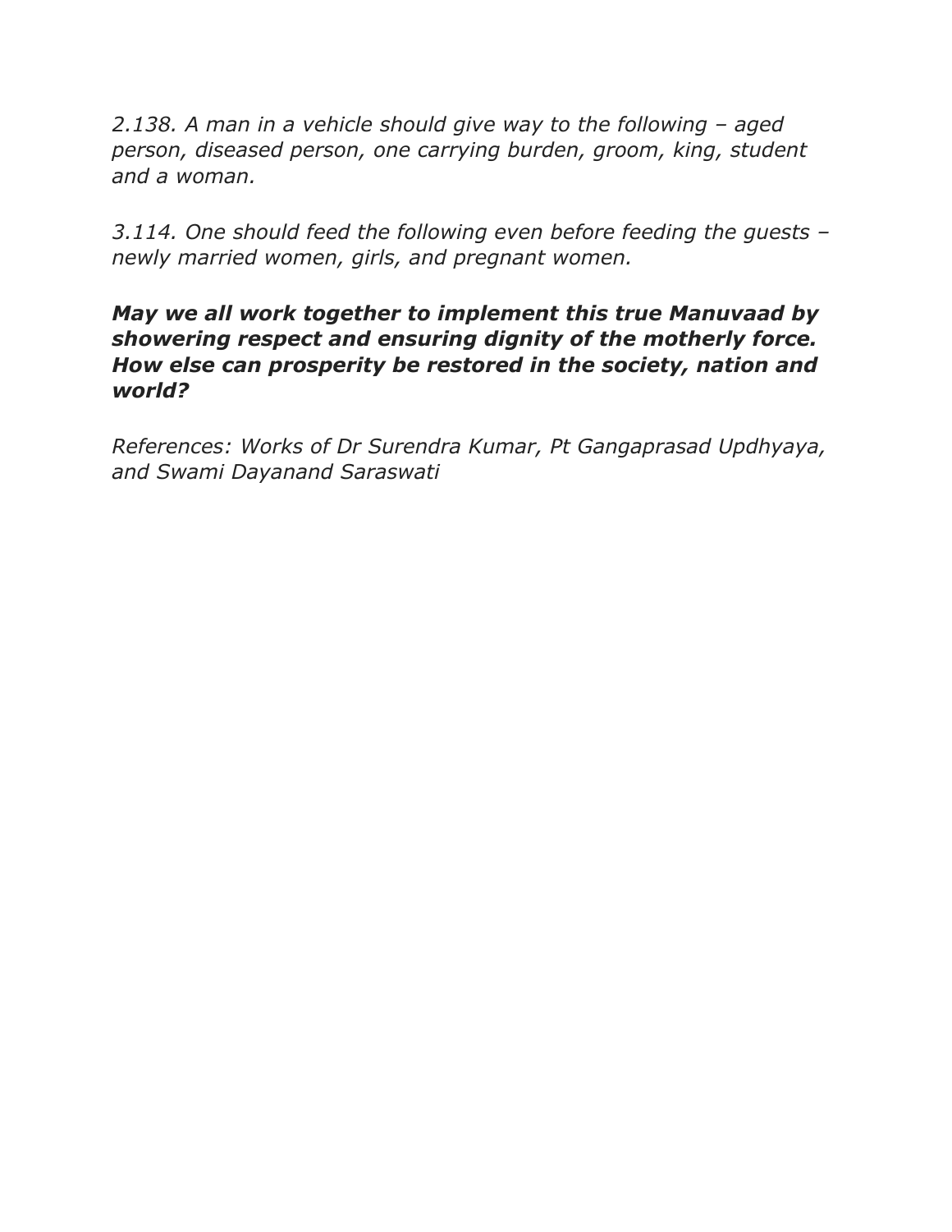*2.138. A man in a vehicle should give way to the following – aged person, diseased person, one carrying burden, groom, king, student and a woman.*

*3.114. One should feed the following even before feeding the guests – newly married women, girls, and pregnant women.*

***May we all work together to implement this true Manuvaad by showering respect and ensuring dignity of the motherly force. How else can prosperity be restored in the society, nation and world?***

*References: Works of Dr Surendra Kumar, Pt Gangaprasad Updhyaya, and Swami Dayanand Saraswati*